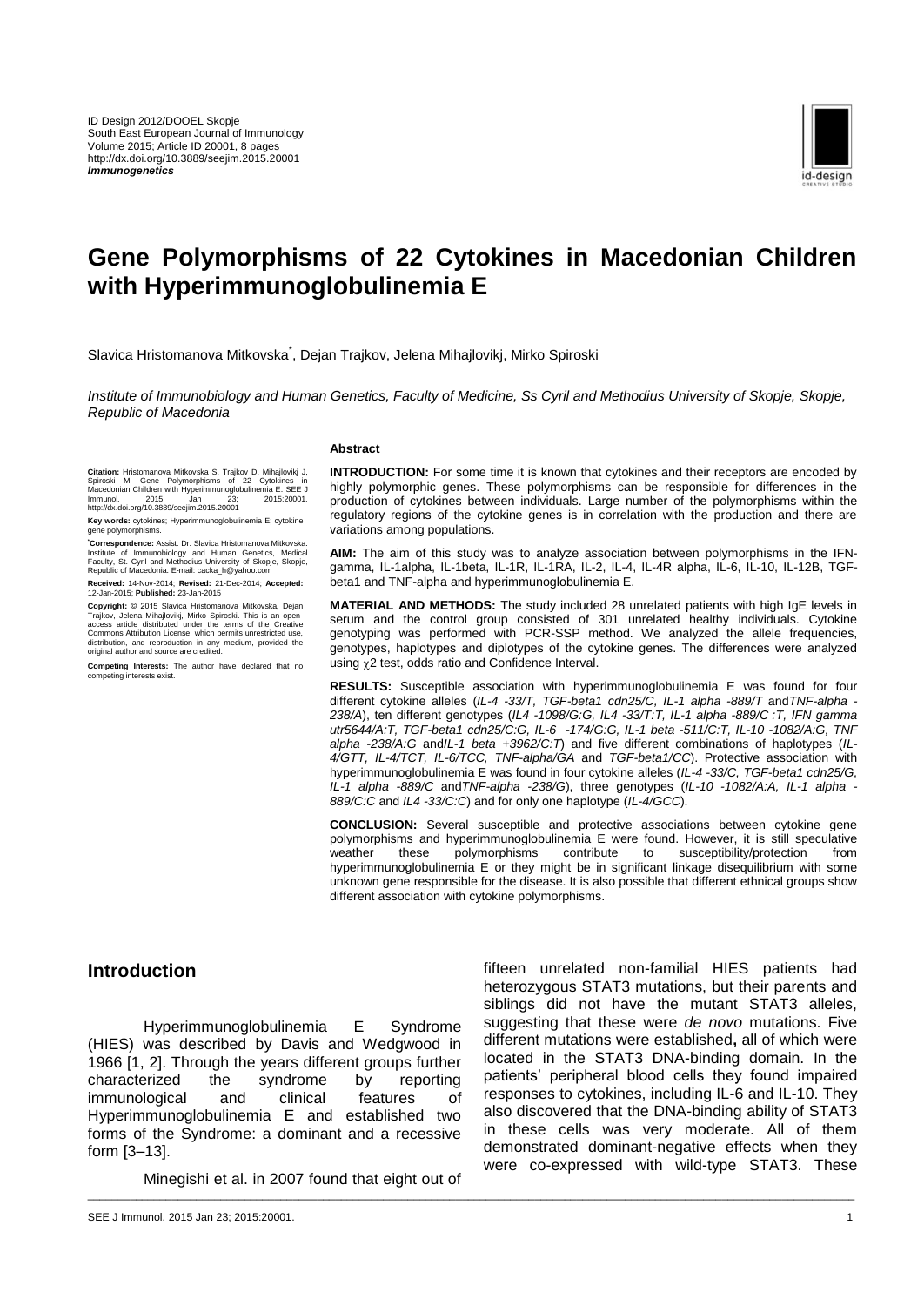ID Design 2012/DOOEL Skopje
South East European Journal of Immunology
Volume 2015; Article ID 20001, 8 pages
http://dx.doi.org/10.3889/seejim.2015.20001
***Immunogenetics***

# Gene Polymorphisms of 22 Cytokines in Macedonian Children with Hyperimmunoglobulinemia E

Slavica Hristomanova Mitkovska[*], Dejan Trajkov, Jelena Mihajlovikj, Mirko Spiroski

*Institute of Immunobiology and Human Genetics, Faculty of Medicine, Ss Cyril and Methodius University of Skopje, Skopje, Republic of Macedonia*

**Citation:** Hristomanova Mitkovska S, Trajkov D, Mihajlovikj J, Spiroski M. Gene Polymorphisms of 22 Cytokines in Macedonian Children with Hyperimmunoglobulinemia E. SEE J Immunol. 2015 Jan 23; 2015:20001. http://dx.doi.org/10.3889/seejim.2015.20001

**Key words:** cytokines; Hyperimmunoglobulinemia E; cytokine gene polymorphisms.

[*]**Correspondence:** Assist. Dr. Slavica Hristomanova Mitkovska. Institute of Immunobiology and Human Genetics, Medical Faculty, St. Cyril and Methodius University of Skopje, Skopje, Republic of Macedonia. E-mail: cacka_h@yahoo.com

**Received:** 14-Nov-2014; **Revised:** 21-Dec-2014; **Accepted:** 12-Jan-2015; **Published:** 23-Jan-2015

**Copyright:** © 2015 Slavica Hristomanova Mitkovska, Dejan Trajkov, Jelena Mihajlovikj, Mirko Spiroski. This is an open-access article distributed under the terms of the Creative Commons Attribution License, which permits unrestricted use, distribution, and reproduction in any medium, provided the original author and source are credited.

**Competing Interests:** The author have declared that no competing interests exist.

**Abstract**

**INTRODUCTION:** For some time it is known that cytokines and their receptors are encoded by highly polymorphic genes. These polymorphisms can be responsible for differences in the production of cytokines between individuals. Large number of the polymorphisms within the regulatory regions of the cytokine genes is in correlation with the production and there are variations among populations.

**AIM:** The aim of this study was to analyze association between polymorphisms in the IFN-gamma, IL-1alpha, IL-1beta, IL-1R, IL-1RA, IL-2, IL-4, IL-4R alpha, IL-6, IL-10, IL-12B, TGF-beta1 and TNF-alpha and hyperimmunoglobulinemia E.

**MATERIAL AND METHODS:** The study included 28 unrelated patients with high IgE levels in serum and the control group consisted of 301 unrelated healthy individuals. Cytokine genotyping was performed with PCR-SSP method. We analyzed the allele frequencies, genotypes, haplotypes and diplotypes of the cytokine genes. The differences were analyzed using $\chi 2$ test, odds ratio and Confidence Interval.

**RESULTS:** Susceptible association with hyperimmunoglobulinemia E was found for four different cytokine alleles (*IL-4 -33/T, TGF-beta1 cdn25/C, IL-1 alpha -889/T* and*TNF-alpha -238/A*), ten different genotypes (*IL4 -1098/G:G, IL-4 -33/T:T, IL-1 alpha -889/C :T, IFN gamma utr5644/A:T, TGF-beta1 cdn25/C:G, IL-6 -174/G:G, IL-1 beta -511/C:T, IL-10 -1082/A:G, TNF alpha -238/A:G* and*IL-1 beta +3962/C:T*) and five different combinations of haplotypes (*IL-4/GTT, IL-4/TCT, IL-6/TCC, TNF-alpha/GA* and *TGF-beta1/CC*). Protective association with hyperimmunoglobulinemia E was found in four cytokine alleles (*IL-4 -33/C, TGF-beta1 cdn25/G, IL-1 alpha -889/C* and*TNF-alpha -238/G*), three genotypes (*IL-10 -1082/A:A, IL-1 alpha -889/C:C* and *IL4 -33/C:C*) and for only one haplotype (*IL-4/GCC*).

**CONCLUSION:** Several susceptible and protective associations between cytokine gene polymorphisms and hyperimmunoglobulinemia E were found. However, it is still speculative weather these polymorphisms contribute to susceptibility/protection from hyperimmunoglobulinemia E or they might be in significant linkage disequilibrium with some unknown gene responsible for the disease. It is also possible that different ethnical groups show different association with cytokine polymorphisms.

## Introduction

Hyperimmunoglobulinemia E Syndrome (HIES) was described by Davis and Wedgwood in 1966 [1, 2]. Through the years different groups further characterized the syndrome by reporting immunological and clinical features of Hyperimmunoglobulinemia E and established two forms of the Syndrome: a dominant and a recessive form [3–13].

Minegishi et al. in 2007 found that eight out of fifteen unrelated non-familial HIES patients had heterozygous STAT3 mutations, but their parents and siblings did not have the mutant STAT3 alleles, suggesting that these were *de novo* mutations. Five different mutations were established**,** all of which were located in the STAT3 DNA-binding domain. In the patients' peripheral blood cells they found impaired responses to cytokines, including IL-6 and IL-10. They also discovered that the DNA-binding ability of STAT3 in these cells was very moderate. All of them demonstrated dominant-negative effects when they were co-expressed with wild-type STAT3. These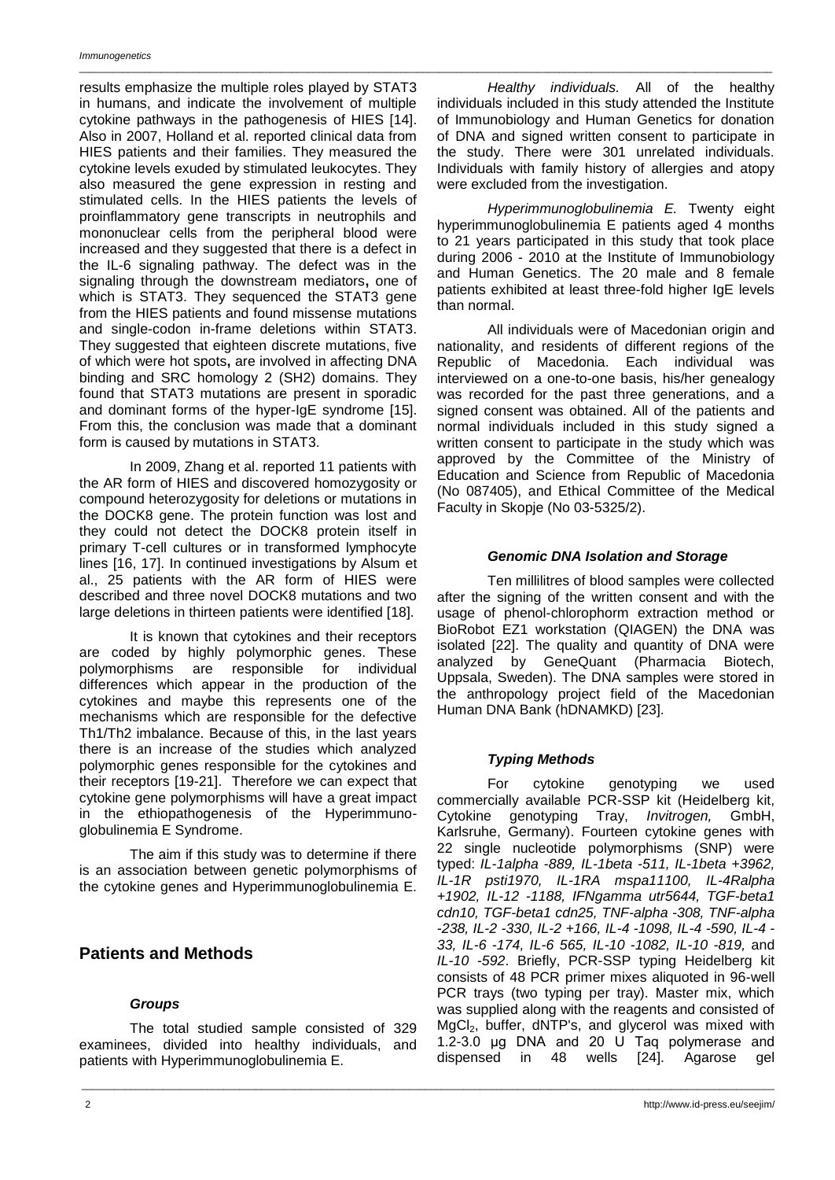results emphasize the multiple roles played by STAT3 in humans, and indicate the involvement of multiple cytokine pathways in the pathogenesis of HIES [14]. Also in 2007, Holland et al. reported clinical data from HIES patients and their families. They measured the cytokine levels exuded by stimulated leukocytes. They also measured the gene expression in resting and stimulated cells. In the HIES patients the levels of proinflammatory gene transcripts in neutrophils and mononuclear cells from the peripheral blood were increased and they suggested that there is a defect in the IL-6 signaling pathway. The defect was in the signaling through the downstream mediators**,** one of which is STAT3. They sequenced the STAT3 gene from the HIES patients and found missense mutations and single-codon in-frame deletions within STAT3. They suggested that eighteen discrete mutations, five of which were hot spots**,** are involved in affecting DNA binding and SRC homology 2 (SH2) domains. They found that STAT3 mutations are present in sporadic and dominant forms of the hyper-IgE syndrome [15]. From this, the conclusion was made that a dominant form is caused by mutations in STAT3.

In 2009, Zhang et al. reported 11 patients with the AR form of HIES and discovered homozygosity or compound heterozygosity for deletions or mutations in the DOCK8 gene. The protein function was lost and they could not detect the DOCK8 protein itself in primary T-cell cultures or in transformed lymphocyte lines [16, 17]. In continued investigations by Alsum et al., 25 patients with the AR form of HIES were described and three novel DOCK8 mutations and two large deletions in thirteen patients were identified [18].

It is known that cytokines and their receptors are coded by highly polymorphic genes. These polymorphisms are responsible for individual differences which appear in the production of the cytokines and maybe this represents one of the mechanisms which are responsible for the defective Th1/Th2 imbalance. Because of this, in the last years there is an increase of the studies which analyzed polymorphic genes responsible for the cytokines and their receptors [19-21]. Therefore we can expect that cytokine gene polymorphisms will have a great impact in the ethiopathogenesis of the Hyperimmunoglobulinemia E Syndrome.

The aim if this study was to determine if there is an association between genetic polymorphisms of the cytokine genes and Hyperimmunoglobulinemia E.

## Patients and Methods

### *Groups*

The total studied sample consisted of 329 examinees, divided into healthy individuals, and patients with Hyperimmunoglobulinemia E.

*Healthy individuals.* All of the healthy individuals included in this study attended the Institute of Immunobiology and Human Genetics for donation of DNA and signed written consent to participate in the study. There were 301 unrelated individuals. Individuals with family history of allergies and atopy were excluded from the investigation.

*Hyperimmunoglobulinemia E.* Twenty eight hyperimmunoglobulinemia E patients aged 4 months to 21 years participated in this study that took place during 2006 - 2010 at the Institute of Immunobiology and Human Genetics. The 20 male and 8 female patients exhibited at least three-fold higher IgE levels than normal.

All individuals were of Macedonian origin and nationality, and residents of different regions of the Republic of Macedonia. Each individual was interviewed on a one-to-one basis, his/her genealogy was recorded for the past three generations, and a signed consent was obtained. All of the patients and normal individuals included in this study signed a written consent to participate in the study which was approved by the Committee of the Ministry of Education and Science from Republic of Macedonia (No 087405), and Ethical Committee of the Medical Faculty in Skopje (No 03-5325/2).

### *Genomic DNA Isolation and Storage*

Ten millilitres of blood samples were collected after the signing of the written consent and with the usage of phenol-chlorophorm extraction method or BioRobot EZ1 workstation (QIAGEN) the DNA was isolated [22]. The quality and quantity of DNA were analyzed by GeneQuant (Pharmacia Biotech, Uppsala, Sweden). The DNA samples were stored in the anthropology project field of the Macedonian Human DNA Bank (hDNAMKD) [23].

### *Typing Methods*

For cytokine genotyping we used commercially available PCR-SSP kit (Heidelberg kit, Cytokine genotyping Tray, *Invitrogen,* GmbH, Karlsruhe, Germany). Fourteen cytokine genes with 22 single nucleotide polymorphisms (SNP) were typed: *IL-1alpha -889, IL-1beta -511, IL-1beta +3962, IL-1R psti1970, IL-1RA mspa11100, IL-4Ralpha +1902, IL-12 -1188, IFNgamma utr5644, TGF-beta1 cdn10, TGF-beta1 cdn25, TNF-alpha -308, TNF-alpha -238, IL-2 -330, IL-2 +166, IL-4 -1098, IL-4 -590, IL-4 -33, IL-6 -174, IL-6 565, IL-10 -1082, IL-10 -819,* and *IL-10 -592*. Briefly, PCR-SSP typing Heidelberg kit consists of 48 PCR primer mixes aliquoted in 96-well PCR trays (two typing per tray). Master mix, which was supplied along with the reagents and consisted of $MgCl_2$, buffer, dNTP's, and glycerol was mixed with 1.2-3.0 µg DNA and 20 U Taq polymerase and dispensed in 48 wells [24]. Agarose gel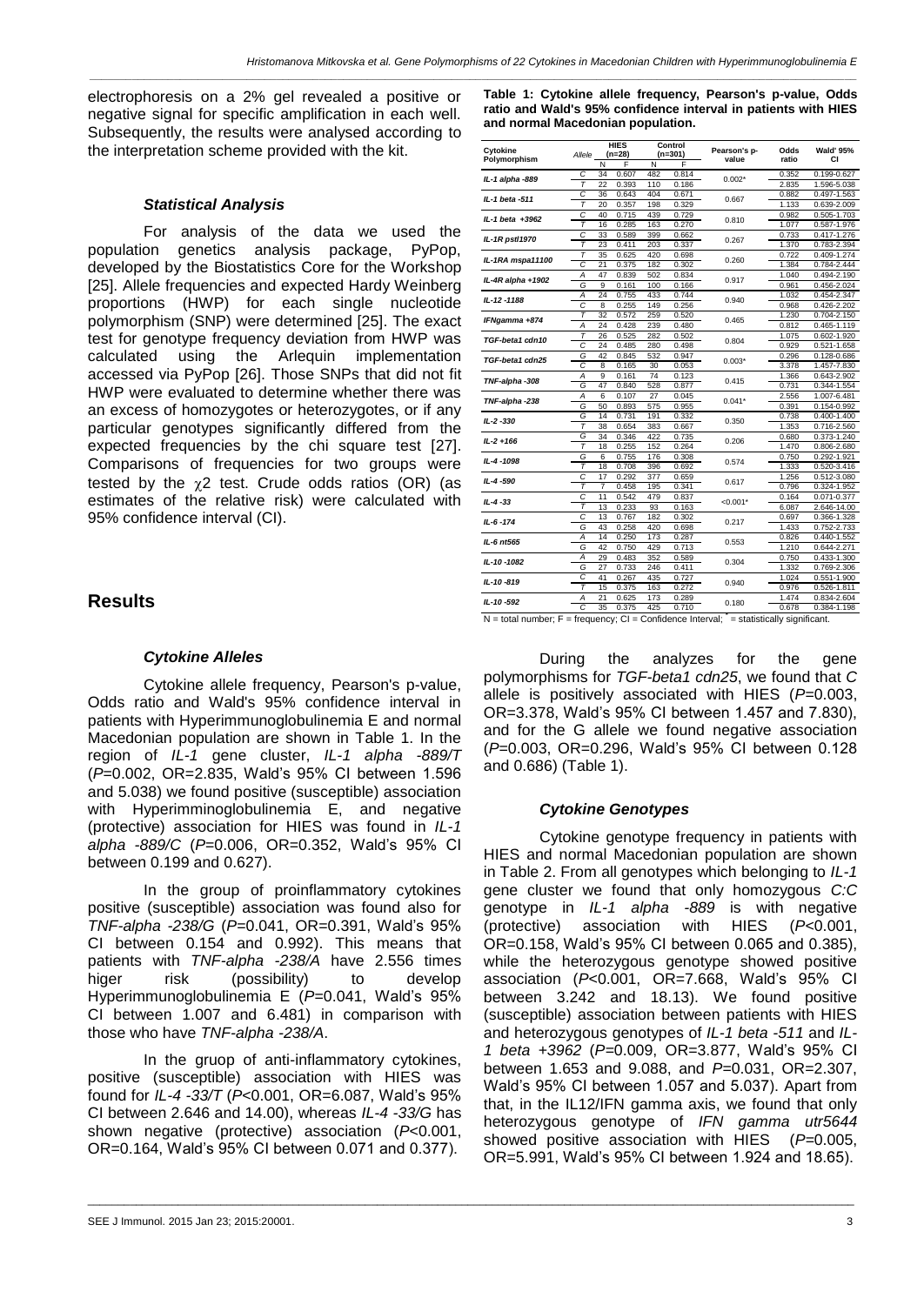electrophoresis on a 2% gel revealed a positive or negative signal for specific amplification in each well. Subsequently, the results were analysed according to the interpretation scheme provided with the kit.

### *Statistical Analysis*

For analysis of the data we used the population genetics analysis package, PyPop, developed by the Biostatistics Core for the Workshop [25]. Allele frequencies and expected Hardy Weinberg proportions (HWP) for each single nucleotide polymorphism (SNP) were determined [25]. The exact test for genotype frequency deviation from HWP was calculated using the Arlequin implementation accessed via PyPop [26]. Those SNPs that did not fit HWP were evaluated to determine whether there was an excess of homozygotes or heterozygotes, or if any particular genotypes significantly differed from the expected frequencies by the chi square test [27]. Comparisons of frequencies for two groups were tested by the $\chi 2$ test. Crude odds ratios (OR) (as estimates of the relative risk) were calculated with 95% confidence interval (CI).

## Results

### *Cytokine Alleles*

Cytokine allele frequency, Pearson's p-value, Odds ratio and Wald's 95% confidence interval in patients with Hyperimmunoglobulinemia E and normal Macedonian population are shown in Table 1. In the region of *IL-1* gene cluster, *IL-1 alpha -889/T* (*P*=0.002, OR=2.835, Wald's 95% CI between 1.596 and 5.038) we found positive (susceptible) association with Hyperimminoglobulinemia E, and negative (protective) association for HIES was found in *IL-1 alpha -889/C* (*P*=0.006, OR=0.352, Wald's 95% CI between 0.199 and 0.627).

In the group of proinflammatory cytokines positive (susceptible) association was found also for *TNF-alpha -238/G* (*P*=0.041, OR=0.391, Wald's 95% CI between 0.154 and 0.992). This means that patients with *TNF-alpha -238/A* have 2.556 times higer risk (possibility) to develop Hyperimmunoglobulinemia E (*P*=0.041, Wald's 95% CI between 1.007 and 6.481) in comparison with those who have *TNF-alpha -238/A*.

In the gruop of anti-inflammatory cytokines, positive (susceptible) association with HIES was found for *IL-4 -33/T* (*P*<0.001, OR=6.087, Wald's 95% CI between 2.646 and 14.00), whereas *IL-4 -33/G* has shown negative (protective) association (*P*<0.001, OR=0.164, Wald's 95% CI between 0.071 and 0.377).

**Table 1: Cytokine allele frequency, Pearson's p-value, Odds ratio and Wald's 95% confidence interval in patients with HIES and normal Macedonian population.**

| Cytokine Polymorphism | Allele | HIES (n=28) N | HIES (n=28) F | Control (n=301) N | Control (n=301) F | Pearson's p-value | Odds ratio | Wald' 95% CI |
|---|---|---|---|---|---|---|---|---|
| *IL-1 alpha -889* | C | 34 | 0.607 | 482 | 0.814 | 0.002* | 0.352 | 0.199-0.627 |
| | T | 22 | 0.393 | 110 | 0.186 | | 2.835 | 1.596-5.038 |
| *IL-1 beta -511* | C | 36 | 0.643 | 404 | 0.671 | 0.667 | 0.882 | 0.497-1.563 |
| | T | 20 | 0.357 | 198 | 0.329 | | 1.133 | 0.639-2.009 |
| *IL-1 beta +3962* | C | 40 | 0.715 | 439 | 0.729 | 0.810 | 0.982 | 0.505-1.703 |
| | T | 16 | 0.285 | 163 | 0.270 | | 1.077 | 0.587-1.976 |
| *IL-1R pstI1970* | C | 33 | 0.589 | 399 | 0.662 | 0.267 | 0.733 | 0.417-1.276 |
| | T | 23 | 0.411 | 203 | 0.337 | | 1.370 | 0.783-2.394 |
| *IL-1RA mspa11100* | T | 35 | 0.625 | 420 | 0.698 | 0.260 | 0.722 | 0.409-1.274 |
| | C | 21 | 0.375 | 182 | 0.302 | | 1.384 | 0.784-2.444 |
| *IL-4R alpha +1902* | A | 47 | 0.839 | 502 | 0.834 | 0.917 | 1.040 | 0.494-2.190 |
| | G | 9 | 0.161 | 100 | 0.166 | | 0.961 | 0.456-2.024 |
| *IL-12 -1188* | A | 24 | 0.755 | 433 | 0.744 | 0.940 | 1.032 | 0.454-2.347 |
| | C | 8 | 0.255 | 149 | 0.256 | | 0.968 | 0.426-2.202 |
| *IFNgamma +874* | T | 32 | 0.572 | 259 | 0.520 | 0.465 | 1.230 | 0.704-2.150 |
| | A | 24 | 0.428 | 239 | 0.480 | | 0.812 | 0.465-1.119 |
| *TGF-beta1 cdn10* | T | 26 | 0.525 | 282 | 0.502 | 0.804 | 1.075 | 0.602-1.920 |
| | C | 24 | 0.485 | 280 | 0.498 | | 0.929 | 0.521-1.658 |
| *TGF-beta1 cdn25* | G | 42 | 0.845 | 532 | 0.947 | 0.003* | 0.296 | 0.128-0.686 |
| | C | 8 | 0.165 | 30 | 0.053 | | 3.378 | 1.457-7.830 |
| *TNF-alpha -308* | A | 9 | 0.161 | 74 | 0.123 | 0.415 | 1.366 | 0.643-2.902 |
| | G | 47 | 0.840 | 528 | 0.877 | | 0.731 | 0.344-1.554 |
| *TNF-alpha -238* | A | 6 | 0.107 | 27 | 0.045 | 0.041* | 2.556 | 1.007-6.481 |
| | G | 50 | 0.893 | 575 | 0.955 | | 0.391 | 0.154-0.992 |
| *IL-2 -330* | G | 14 | 0.731 | 191 | 0.332 | 0.350 | 0.738 | 0.400-1.400 |
| | T | 38 | 0.654 | 383 | 0.667 | | 1.353 | 0.716-2.560 |
| *IL-2 +166* | G | 34 | 0.346 | 422 | 0.735 | 0.206 | 0.680 | 0.373-1.240 |
| | T | 18 | 0.255 | 152 | 0.264 | | 1.470 | 0.806-2.680 |
| *IL-4 -1098* | G | 6 | 0.755 | 176 | 0.308 | 0.574 | 0.750 | 0.292-1.921 |
| | T | 18 | 0.708 | 396 | 0.692 | | 1.333 | 0.520-3.416 |
| *IL-4 -590* | C | 17 | 0.292 | 377 | 0.659 | 0.617 | 1.256 | 0.512-3.080 |
| | T | 7 | 0.458 | 195 | 0.341 | | 0.796 | 0.324-1.952 |
| *IL-4 -33* | C | 11 | 0.542 | 479 | 0.837 | <0.001* | 0.164 | 0.071-0.377 |
| | T | 13 | 0.233 | 93 | 0.163 | | 6.087 | 2.646-14.00 |
| *IL-6 -174* | C | 13 | 0.767 | 182 | 0.302 | 0.217 | 0.697 | 0.366-1.328 |
| | G | 43 | 0.258 | 420 | 0.698 | | 1.433 | 0.752-2.733 |
| *IL-6 nt565* | A | 14 | 0.250 | 173 | 0.287 | 0.553 | 0.826 | 0.440-1.552 |
| | G | 42 | 0.750 | 429 | 0.713 | | 1.210 | 0.644-2.271 |
| *IL-10 -1082* | A | 29 | 0.483 | 352 | 0.589 | 0.304 | 0.750 | 0.433-1.300 |
| | G | 27 | 0.733 | 246 | 0.411 | | 1.332 | 0.769-2.306 |
| *IL-10 -819* | C | 41 | 0.267 | 435 | 0.727 | 0.940 | 1.024 | 0.551-1.900 |
| | T | 15 | 0.375 | 163 | 0.272 | | 0.976 | 0.526-1.811 |
| *IL-10 -592* | A | 21 | 0.625 | 173 | 0.289 | 0.180 | 1.474 | 0.834-2.604 |
| | C | 35 | 0.375 | 425 | 0.710 | | 0.678 | 0.384-1.198 |

N = total number; F = frequency; CI = Confidence Interval; * = statistically significant.

During the analyzes for the gene polymorphisms for *TGF-beta1 cdn25*, we found that *C* allele is positively associated with HIES (*P*=0.003, OR=3.378, Wald's 95% CI between 1.457 and 7.830), and for the G allele we found negative association (*P*=0.003, OR=0.296, Wald's 95% CI between 0.128 and 0.686) (Table 1).

### *Cytokine Genotypes*

Cytokine genotype frequency in patients with HIES and normal Macedonian population are shown in Table 2. From all genotypes which belonging to *IL-1* gene cluster we found that only homozygous *C:C* genotype in *IL-1 alpha -889* is with negative (protective) association with HIES (*P*<0.001, OR=0.158, Wald's 95% CI between 0.065 and 0.385), while the heterozygous genotype showed positive association (*P*<0.001, OR=7.668, Wald's 95% CI between 3.242 and 18.13). We found positive (susceptible) association between patients with HIES and heterozygous genotypes of *IL-1 beta -511* and *IL-1 beta +3962* (*P*=0.009, OR=3.877, Wald's 95% CI between 1.653 and 9.088, and *P*=0.031, OR=2.307, Wald's 95% CI between 1.057 and 5.037). Apart from that, in the IL12/IFN gamma axis, we found that only heterozygous genotype of *IFN gamma utr5644* showed positive association with HIES (*P*=0.005, OR=5.991, Wald's 95% CI between 1.924 and 18.65).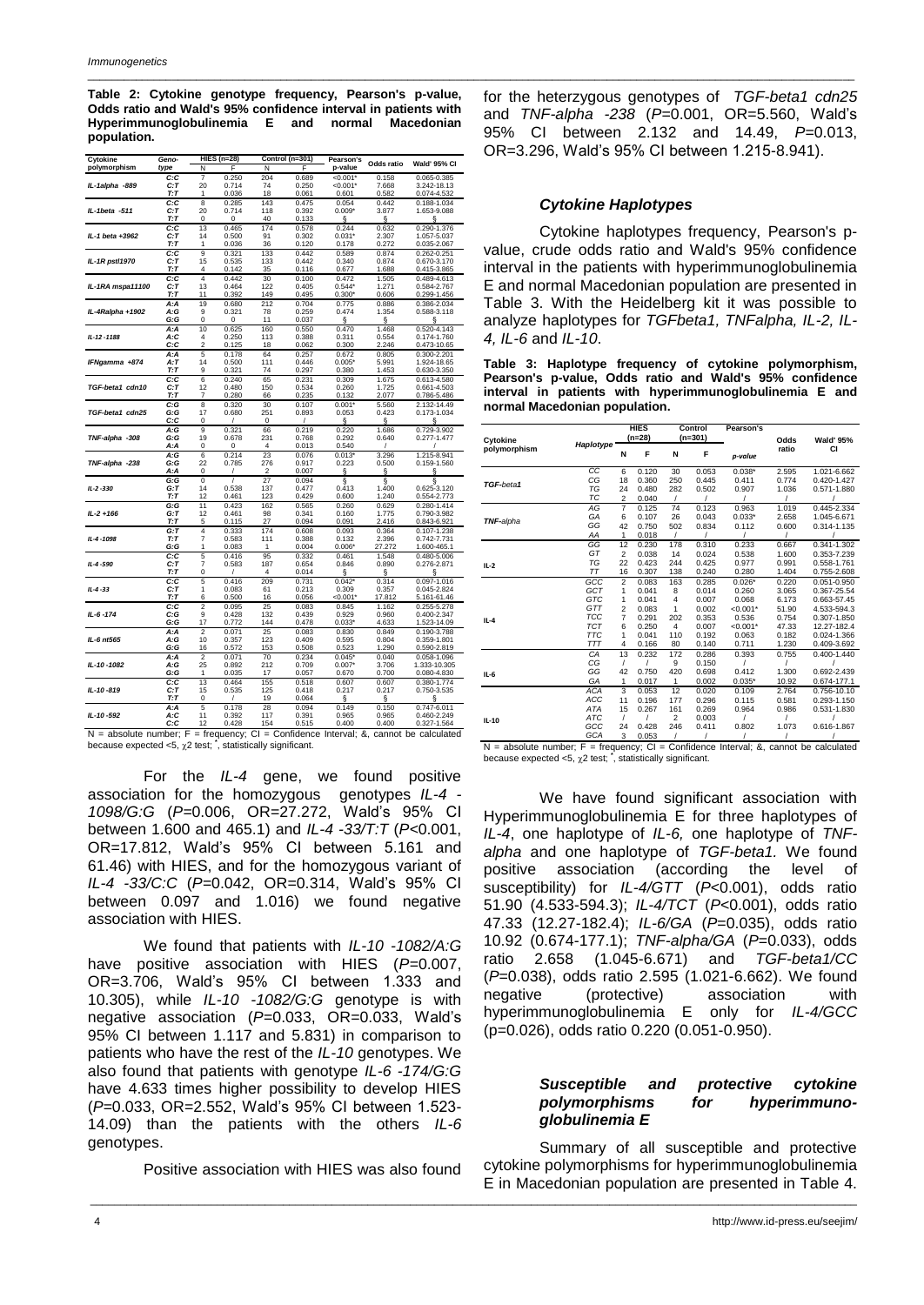**Table 2: Cytokine genotype frequency, Pearson's p-value, Odds ratio and Wald's 95% confidence interval in patients with Hyperimmunoglobulinemia E and normal Macedonian population.**

| Cytokine polymorphism | Genotype | HIES (n=28) N | HIES (n=28) F | Control (n=301) N | Control (n=301) F | Pearson's p-value | Odds ratio | Wald' 95% CI |
|---|---|---|---|---|---|---|---|---|
| IL-1alpha -889 | C:C | 7 | 0.250 | 204 | 0.689 | <0.001* | 0.158 | 0.065-0.385 |
| | C:T | 20 | 0.714 | 74 | 0.250 | <0.001* | 7.668 | 3.242-18.13 |
| | T:T | 1 | 0.036 | 18 | 0.061 | 0.601 | 0.582 | 0.074-4.532 |
| IL-1beta -511 | C:C | 8 | 0.285 | 143 | 0.475 | 0.054 | 0.442 | 0.188-1.034 |
| | C:T | 20 | 0.714 | 118 | 0.392 | 0.009* | 3.877 | 1.653-9.088 |
| | T:T | 0 | 0 | 40 | 0.133 | § | § | § |
| IL-1 beta +3962 | C:C | 13 | 0.465 | 174 | 0.578 | 0.244 | 0.632 | 0.290-1.376 |
| | C:T | 14 | 0.500 | 91 | 0.302 | 0.031* | 2.307 | 1.057-5.037 |
| | T:T | 1 | 0.036 | 36 | 0.120 | 0.178 | 0.272 | 0.035-2.067 |
| IL-1R pstI1970 | C:C | 9 | 0.321 | 133 | 0.442 | 0.589 | 0.874 | 0.262-0.251 |
| | C:T | 15 | 0.535 | 133 | 0.442 | 0.340 | 0.874 | 0.670-3.170 |
| | T:T | 4 | 0.142 | 35 | 0.116 | 0.677 | 1.688 | 0.415-3.865 |
| IL-1RA mspa11100 | C:C | 4 | 0.442 | 30 | 0.100 | 0.472 | 1.505 | 0.489-4.613 |
| | C:T | 13 | 0.464 | 122 | 0.405 | 0.544* | 1.271 | 0.584-2.767 |
| | T:T | 11 | 0.392 | 149 | 0.495 | 0.300* | 0.606 | 0.299-1.456 |
| IL-4Ralpha +1902 | A:A | 19 | 0.680 | 212 | 0.704 | 0.775 | 0.886 | 0.386-2.034 |
| | A:G | 9 | 0.321 | 78 | 0.259 | 0.474 | 1.354 | 0.588-3.118 |
| | G:G | 0 | 0 | 11 | 0.037 | § | § | § |
| IL-12 -1188 | A:A | 10 | 0.625 | 160 | 0.550 | 0.470 | 1.468 | 0.520-4.143 |
| | A:C | 4 | 0.250 | 113 | 0.388 | 0.311 | 0.554 | 0.174-1.760 |
| | C:C | 2 | 0.125 | 18 | 0.062 | 0.300 | 2.246 | 0.473-10.65 |
| IFNgamma +874 | A:A | 5 | 0.178 | 64 | 0.257 | 0.672 | 0.805 | 0.300-2.201 |
| | A:T | 14 | 0.500 | 111 | 0.446 | 0.005* | 5.991 | 1.924-18.65 |
| | T:T | 9 | 0.321 | 74 | 0.297 | 0.380 | 1.453 | 0.630-3.350 |
| TGF-beta1 cdn10 | C:C | 6 | 0.240 | 65 | 0.231 | 0.309 | 1.675 | 0.613-4.580 |
| | C:T | 12 | 0.480 | 150 | 0.534 | 0.260 | 1.725 | 0.661-4.503 |
| | T:T | 7 | 0.280 | 66 | 0.235 | 0.132 | 2.077 | 0.786-5.486 |
| TGF-beta1 cdn25 | C:G | 8 | 0.320 | 30 | 0.107 | 0.001* | 5.560 | 2.132-14.49 |
| | G:G | 17 | 0.680 | 251 | 0.893 | 0.053 | 0.423 | 0.173-1.034 |
| | C:C | 0 | / | 0 | / | § | § | § |
| TNF-alpha -308 | A:G | 9 | 0.321 | 66 | 0.219 | 0.220 | 1.686 | 0.729-3.902 |
| | G:G | 19 | 0.678 | 231 | 0.768 | 0.292 | 0.640 | 0.277-1.477 |
| | A:A | 0 | 0 | 4 | 0.013 | 0.540 | / | / |
| TNF-alpha -238 | A:G | 6 | 0.214 | 23 | 0.076 | 0.013* | 3.296 | 1.215-8.941 |
| | G:G | 22 | 0.785 | 276 | 0.917 | 0.223 | 0.500 | 0.159-1.560 |
| | A:A | 0 | / | 2 | 0.007 | § | § | § |
| IL-2 -330 | G:G | 0 | / | 27 | 0.094 | § | § | § |
| | G:T | 14 | 0.538 | 137 | 0.477 | 0.413 | 1.400 | 0.625-3.120 |
| | T:T | 12 | 0.461 | 123 | 0.429 | 0.600 | 1.240 | 0.554-2.773 |
| IL-2 +166 | G:G | 11 | 0.423 | 162 | 0.565 | 0.260 | 0.629 | 0.280-1.414 |
| | G:T | 12 | 0.461 | 98 | 0.341 | 0.160 | 1.775 | 0.790-3.982 |
| | T:T | 5 | 0.115 | 27 | 0.094 | 0.091 | 2.416 | 0.843-6.921 |
| IL-4 -1098 | G:T | 4 | 0.333 | 174 | 0.608 | 0.093 | 0.364 | 0.107-1.238 |
| | T:T | 7 | 0.583 | 111 | 0.388 | 0.132 | 2.396 | 0.742-7.731 |
| | G:G | 1 | 0.083 | 1 | 0.004 | 0.006* | 27.272 | 1.600-465.1 |
| IL-4 -590 | C:C | 5 | 0.416 | 95 | 0.332 | 0.461 | 1.548 | 0.480-5.006 |
| | C:T | 7 | 0.583 | 187 | 0.654 | 0.846 | 0.890 | 0.276-2.871 |
| | T:T | 0 | / | 4 | 0.014 | § | § | § |
| IL-4 -33 | C:C | 5 | 0.416 | 209 | 0.731 | 0.042* | 0.314 | 0.097-1.016 |
| | C:T | 1 | 0.083 | 61 | 0.213 | 0.309 | 0.357 | 0.045-2.824 |
| | T:T | 6 | 0.500 | 16 | 0.056 | <0.001* | 17.812 | 5.161-61.46 |
| IL-6 -174 | C:C | 2 | 0.095 | 25 | 0.083 | 0.845 | 1.162 | 0.255-5.278 |
| | C:G | 9 | 0.428 | 132 | 0.439 | 0.929 | 0.960 | 0.400-2.347 |
| | G:G | 17 | 0.772 | 144 | 0.478 | 0.033* | 4.633 | 1.523-14.09 |
| IL-6 nt565 | A:A | 2 | 0.071 | 25 | 0.083 | 0.830 | 0.849 | 0.190-3.788 |
| | A:G | 10 | 0.357 | 123 | 0.409 | 0.595 | 0.804 | 0.359-1.801 |
| | G:G | 16 | 0.572 | 153 | 0.508 | 0.523 | 1.290 | 0.590-2.819 |
| IL-10 -1082 | A:A | 2 | 0.071 | 70 | 0.234 | 0.045* | 0.040 | 0.058-1.096 |
| | A:G | 25 | 0.892 | 212 | 0.709 | 0.007* | 3.706 | 1.333-10.305 |
| | G:G | 1 | 0.035 | 17 | 0.057 | 0.670 | 0.700 | 0.080-4.830 |
| IL-10 -819 | C:C | 13 | 0.464 | 155 | 0.518 | 0.607 | 0.607 | 0.380-1.774 |
| | C:T | 15 | 0.535 | 125 | 0.418 | 0.217 | 0.217 | 0.750-3.535 |
| | T:T | 0 | / | 19 | 0.064 | § | § | § |
| IL-10 -592 | A:A | 5 | 0.178 | 28 | 0.094 | 0.149 | 0.150 | 0.747-6.011 |
| | A:C | 11 | 0.392 | 117 | 0.391 | 0.965 | 0.965 | 0.460-2.249 |
| | C:C | 12 | 0.428 | 154 | 0.515 | 0.400 | 0.400 | 0.327-1.564 |

N = absolute number; F = frequency; CI = Confidence Interval; &, cannot be calculated because expected <5, $\chi$2 test; *, statistically significant.

For the *IL-4* gene, we found positive association for the homozygous genotypes *IL-4 -1098/G:G* (*P*=0.006, OR=27.272, Wald's 95% CI between 1.600 and 465.1) and *IL-4 -33/T:T* (*P*<0.001, OR=17.812, Wald's 95% CI between 5.161 and 61.46) with HIES, and for the homozygous variant of *IL-4 -33/C:C* (*P*=0.042, OR=0.314, Wald's 95% CI between 0.097 and 1.016) we found negative association with HIES.

We found that patients with *IL-10 -1082/A:G* have positive association with HIES (*P*=0.007, OR=3.706, Wald's 95% CI between 1.333 and 10.305), while *IL-10 -1082/G:G* genotype is with negative association (*P*=0.033, OR=0.033, Wald's 95% CI between 1.117 and 5.831) in comparison to patients who have the rest of the *IL-10* genotypes. We also found that patients with genotype *IL-6 -174/G:G* have 4.633 times higher possibility to develop HIES (*P*=0.033, OR=2.552, Wald's 95% CI between 1.523-14.09) than the patients with the others *IL-6* genotypes.

Positive association with HIES was also found for the heterzygous genotypes of *TGF-beta1 cdn25* and *TNF-alpha -238* (*P*=0.001, OR=5.560, Wald's 95% CI between 2.132 and 14.49, *P*=0.013, OR=3.296, Wald's 95% CI between 1.215-8.941).

### *Cytokine Haplotypes*

Cytokine haplotypes frequency, Pearson's p-value, crude odds ratio and Wald's 95% confidence interval in the patients with hyperimmunoglobulinemia E and normal Macedonian population are presented in Table 3. With the Heidelberg kit it was possible to analyze haplotypes for *TGFbeta1, TNFalpha, IL-2, IL-4, IL-6* and *IL-10*.

**Table 3: Haplotype frequency of cytokine polymorphism, Pearson's p-value, Odds ratio and Wald's 95% confidence interval in patients with hyperimmunoglobulinemia E and normal Macedonian population.**

| Cytokine polymorphism | Haplotype | HIES (n=28) N | HIES (n=28) F | Control (n=301) N | Control (n=301) F | Pearson's p-value | Odds ratio | Wald' 95% CI |
|---|---|---|---|---|---|---|---|---|
| TGF-beta1 | CC | 6 | 0.120 | 30 | 0.053 | 0.038* | 2.595 | 1.021-6.662 |
| | CG | 18 | 0.360 | 250 | 0.445 | 0.411 | 0.774 | 0.420-1.427 |
| | TG | 24 | 0.480 | 282 | 0.502 | 0.907 | 1.036 | 0.571-1.880 |
| | TC | 2 | 0.040 | / | / | / | / | / |
| TNF-alpha | AG | 7 | 0.125 | 74 | 0.123 | 0.963 | 1.019 | 0.445-2.334 |
| | GA | 6 | 0.107 | 26 | 0.043 | 0.033* | 2.658 | 1.045-6.671 |
| | GG | 42 | 0.750 | 502 | 0.834 | 0.112 | 0.600 | 0.314-1.135 |
| | AA | 1 | 0.018 | / | / | / | / | / |
| IL-2 | GG | 12 | 0.230 | 178 | 0.310 | 0.233 | 0.667 | 0.341-1.302 |
| | GT | 2 | 0.038 | 14 | 0.024 | 0.538 | 1.600 | 0.353-7.239 |
| | TG | 22 | 0.423 | 244 | 0.425 | 0.977 | 0.991 | 0.558-1.761 |
| | TT | 16 | 0.307 | 138 | 0.240 | 0.280 | 1.404 | 0.755-2.608 |
| IL-4 | GCC | 2 | 0.083 | 163 | 0.285 | 0.026* | 0.220 | 0.051-0.950 |
| | GCT | 1 | 0.041 | 8 | 0.014 | 0.260 | 3.065 | 0.367-25.54 |
| | GTC | 1 | 0.041 | 4 | 0.007 | 0.068 | 6.173 | 0.663-57.45 |
| | GTT | 2 | 0.083 | 1 | 0.002 | <0.001* | 51.90 | 4.533-594.3 |
| | TCC | 7 | 0.291 | 202 | 0.353 | 0.536 | 0.754 | 0.307-1.850 |
| | TCT | 6 | 0.250 | 4 | 0.007 | <0.001* | 47.33 | 12.27-182.4 |
| | TTC | 1 | 0.041 | 110 | 0.192 | 0.063 | 0.182 | 0.024-1.366 |
| | TTT | 4 | 0.166 | 80 | 0.140 | 0.711 | 1.230 | 0.409-3.692 |
| IL-6 | CA | 13 | 0.232 | 172 | 0.286 | 0.393 | 0.755 | 0.400-1.440 |
| | CG | / | / | 9 | 0.150 | / | / | / |
| | GG | 42 | 0.750 | 420 | 0.698 | 0.412 | 1.300 | 0.692-2.439 |
| | GA | 1 | 0.017 | 1 | 0.002 | 0.035* | 10.92 | 0.674-177.1 |
| IL-10 | ACA | 3 | 0.053 | 12 | 0.020 | 0.109 | 2.764 | 0.756-10.10 |
| | ACC | 11 | 0.196 | 177 | 0.296 | 0.115 | 0.581 | 0.293-1.150 |
| | ATA | 15 | 0.267 | 161 | 0.269 | 0.964 | 0.986 | 0.531-1.830 |
| | ATC | / | / | 2 | 0.003 | / | / | / |
| | GCC | 24 | 0.428 | 246 | 0.411 | 0.802 | 1.073 | 0.616-1.867 |
| | GCA | 3 | 0.053 | / | / | / | / | / |

N = absolute number; F = frequency; CI = Confidence Interval; &, cannot be calculated because expected <5, $\chi$2 test; *, statistically significant.

We have found significant association with Hyperimmunoglobulinemia E for three haplotypes of *IL-4*, one haplotype of *IL-6,* one haplotype of *TNF-alpha* and one haplotype of *TGF-beta1.* We found positive association (according the level of susceptibility) for *IL-4/GTT* (*P*<0.001), odds ratio 51.90 (4.533-594.3); *IL-4/TCT* (*P*<0.001), odds ratio 47.33 (12.27-182.4); *IL-6/GA* (*P*=0.035), odds ratio 10.92 (0.674-177.1); *TNF-alpha/GA* (*P*=0.033), odds ratio 2.658 (1.045-6.671) and *TGF-beta1/CC* (*P*=0.038), odds ratio 2.595 (1.021-6.662). We found negative (protective) association with hyperimmunoglobulinemia E only for *IL-4/GCC* (p=0.026), odds ratio 0.220 (0.051-0.950).

### *Susceptible and protective cytokine polymorphisms for hyperimmunoglobulinemia E*

Summary of all susceptible and protective cytokine polymorphisms for hyperimmunoglobulinemia E in Macedonian population are presented in Table 4.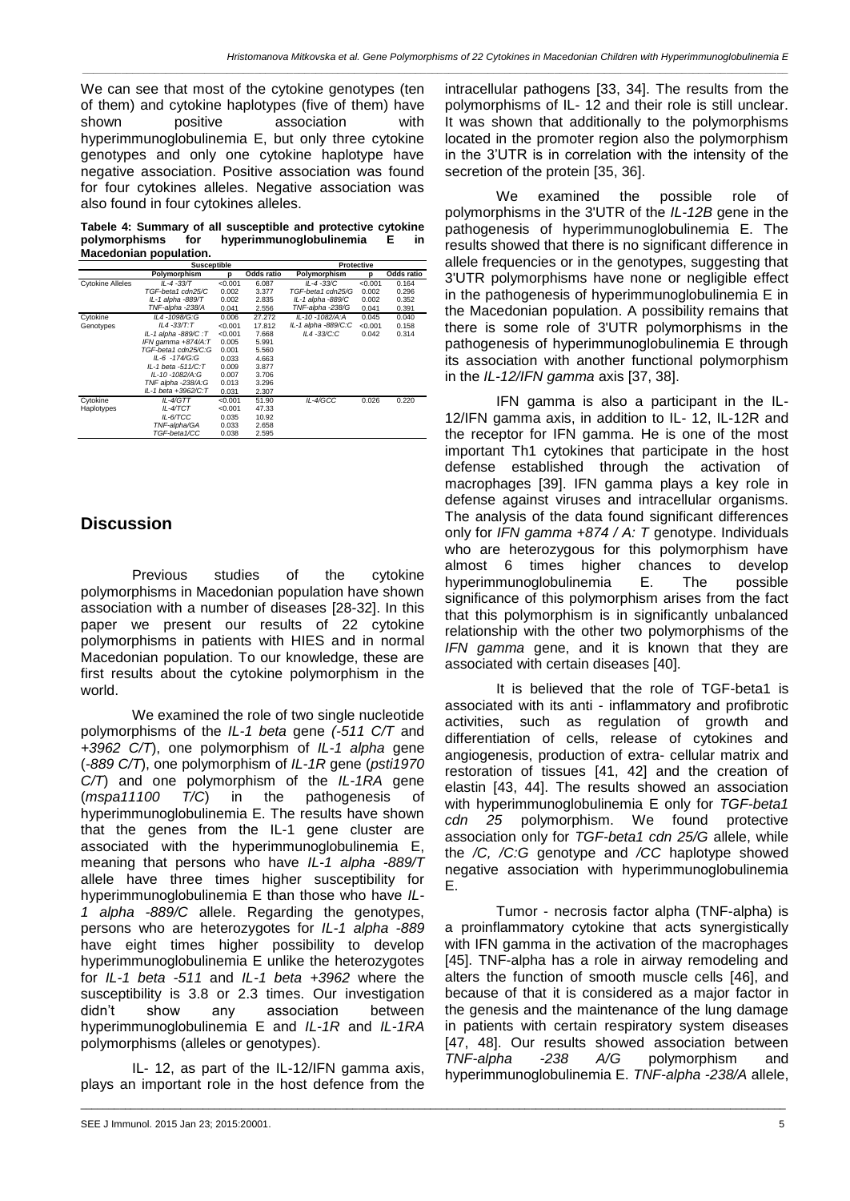We can see that most of the cytokine genotypes (ten of them) and cytokine haplotypes (five of them) have shown positive association with hyperimmunoglobulinemia E, but only three cytokine genotypes and only one cytokine haplotype have negative association. Positive association was found for four cytokines alleles. Negative association was also found in four cytokines alleles.

**Tabele 4: Summary of all susceptible and protective cytokine polymorphisms for hyperimmunoglobulinemia E in Macedonian population.**

| | Susceptible | | | Protective | | |
|---|---|---|---|---|---|---|
| | Polymorphism | p | Odds ratio | Polymorphism | p | Odds ratio |
| Cytokine Alleles | *IL-4 -33/T* | <0.001 | 6.087 | *IL-4 -33/C* | <0.001 | 0.164 |
| | *TGF-beta1 cdn25/C* | 0.002 | 3.377 | *TGF-beta1 cdn25/G* | 0.002 | 0.296 |
| | *IL-1 alpha -889/T* | 0.002 | 2.835 | *IL-1 alpha -889/C* | 0.002 | 0.352 |
| | *TNF-alpha -238/A* | 0.041 | 2.556 | *TNF-alpha -238/G* | 0.041 | 0.391 |
| Cytokine Genotypes | *IL4 -1098/G:G* | 0.006 | 27.272 | *IL-10 -1082/A:A* | 0.045 | 0.040 |
| | *IL4 -33/T:T* | <0.001 | 17.812 | *IL-1 alpha -889/C:C* | <0.001 | 0.158 |
| | *IL-1 alpha -889/C :T* | <0.001 | 7.668 | *IL4 -33/C:C* | 0.042 | 0.314 |
| | *IFN gamma +874/A:T* | 0.005 | 5.991 | | | |
| | *TGF-beta1 cdn25/C:G* | 0.001 | 5.560 | | | |
| | *IL-6 -174/G:G* | 0.033 | 4.663 | | | |
| | *IL-1 beta -511/C:T* | 0.009 | 3.877 | | | |
| | *IL-10 -1082/A:G* | 0.007 | 3.706 | | | |
| | *TNF alpha -238/A:G* | 0.013 | 3.296 | | | |
| | *IL-1 beta +3962/C:T* | 0.031 | 2.307 | | | |
| Cytokine Haplotypes | *IL-4/GTT* | <0.001 | 51.90 | *IL-4/GCC* | 0.026 | 0.220 |
| | *IL-4/TCT* | <0.001 | 47.33 | | | |
| | *IL-6/TCC* | 0.035 | 10.92 | | | |
| | *TNF-alpha/GA* | 0.033 | 2.658 | | | |
| | *TGF-beta1/CC* | 0.038 | 2.595 | | | |

## Discussion

Previous studies of the cytokine polymorphisms in Macedonian population have shown association with a number of diseases [28-32]. In this paper we present our results of 22 cytokine polymorphisms in patients with HIES and in normal Macedonian population. To our knowledge, these are first results about the cytokine polymorphism in the world.

We examined the role of two single nucleotide polymorphisms of the *IL-1 beta* gene *(-511 C/T* and *+3962 C/T*), one polymorphism of *IL-1 alpha* gene (*-889 C/T*), one polymorphism of *IL-1R* gene (*psti1970 C/T*) and one polymorphism of the *IL-1RA* gene (*mspa11100 T/C*) in the pathogenesis of hyperimmunoglobulinemia E. The results have shown that the genes from the IL-1 gene cluster are associated with the hyperimmunoglobulinemia E, meaning that persons who have *IL-1 alpha -889/T* allele have three times higher susceptibility for hyperimmunoglobulinemia E than those who have *IL-1 alpha -889/C* allele. Regarding the genotypes, persons who are heterozygotes for *IL-1 alpha -889* have eight times higher possibility to develop hyperimmunoglobulinemia E unlike the heterozygotes for *IL-1 beta -511* and *IL-1 beta +3962* where the susceptibility is 3.8 or 2.3 times. Our investigation didn't show any association between hyperimmunoglobulinemia E and *IL-1R* and *IL-1RA* polymorphisms (alleles or genotypes).

IL- 12, as part of the IL-12/IFN gamma axis, plays an important role in the host defence from the intracellular pathogens [33, 34]. The results from the polymorphisms of IL- 12 and their role is still unclear. It was shown that additionally to the polymorphisms located in the promoter region also the polymorphism in the 3'UTR is in correlation with the intensity of the secretion of the protein [35, 36].

We examined the possible role of polymorphisms in the 3'UTR of the *IL-12B* gene in the pathogenesis of hyperimmunoglobulinemia E. The results showed that there is no significant difference in allele frequencies or in the genotypes, suggesting that 3'UTR polymorphisms have none or negligible effect in the pathogenesis of hyperimmunoglobulinemia E in the Macedonian population. A possibility remains that there is some role of 3'UTR polymorphisms in the pathogenesis of hyperimmunoglobulinemia E through its association with another functional polymorphism in the *IL-12/IFN gamma* axis [37, 38].

IFN gamma is also a participant in the IL-12/IFN gamma axis, in addition to IL- 12, IL-12R and the receptor for IFN gamma. He is one of the most important Th1 cytokines that participate in the host defense established through the activation of macrophages [39]. IFN gamma plays a key role in defense against viruses and intracellular organisms. The analysis of the data found significant differences only for *IFN gamma +874 / A: T* genotype. Individuals who are heterozygous for this polymorphism have almost 6 times higher chances to develop hyperimmunoglobulinemia E. The possible significance of this polymorphism arises from the fact that this polymorphism is in significantly unbalanced relationship with the other two polymorphisms of the *IFN gamma* gene, and it is known that they are associated with certain diseases [40].

It is believed that the role of TGF-beta1 is associated with its anti - inflammatory and profibrotic activities, such as regulation of growth and differentiation of cells, release of cytokines and angiogenesis, production of extra- cellular matrix and restoration of tissues [41, 42] and the creation of elastin [43, 44]. The results showed an association with hyperimmunoglobulinemia E only for *TGF-beta1 cdn 25* polymorphism. We found protective association only for *TGF-beta1 cdn 25/G* allele, while the */C, /C:G* genotype and */CC* haplotype showed negative association with hyperimmunoglobulinemia E.

Tumor - necrosis factor alpha (TNF-alpha) is a proinflammatory cytokine that acts synergistically with IFN gamma in the activation of the macrophages [45]. TNF-alpha has a role in airway remodeling and alters the function of smooth muscle cells [46], and because of that it is considered as a major factor in the genesis and the maintenance of the lung damage in patients with certain respiratory system diseases [47, 48]. Our results showed association between *TNF-alpha -238 A/G* polymorphism and hyperimmunoglobulinemia E. *TNF-alpha -238/A* allele,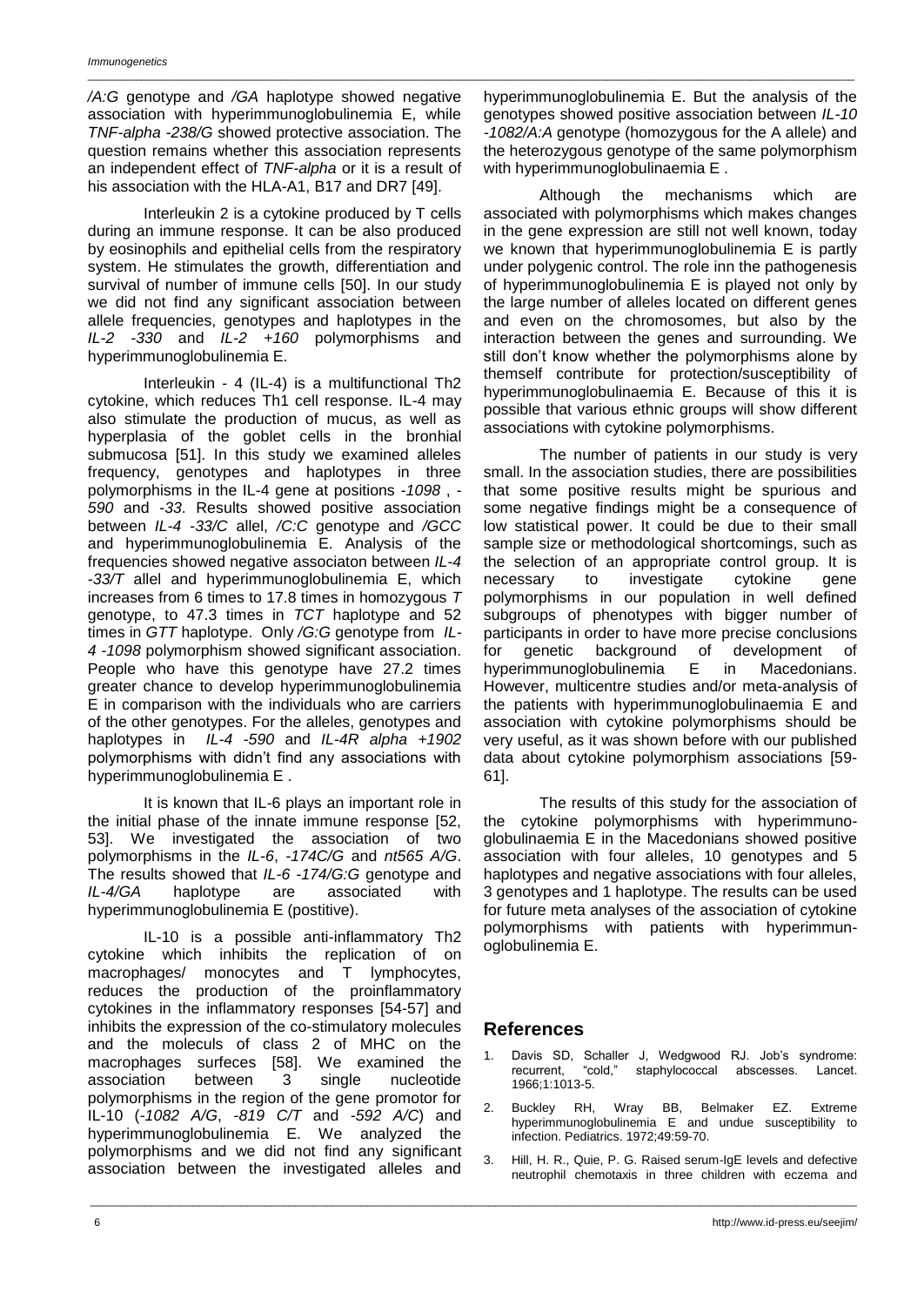*/A:G* genotype and */GA* haplotype showed negative association with hyperimmunoglobulinemia E, while *TNF-alpha -238/G* showed protective association. The question remains whether this association represents an independent effect of *TNF-alpha* or it is a result of his association with the HLA-A1, B17 and DR7 [49].

Interleukin 2 is a cytokine produced by T cells during an immune response. It can be also produced by eosinophils and epithelial cells from the respiratory system. He stimulates the growth, differentiation and survival of number of immune cells [50]. In our study we did not find any significant association between allele frequencies, genotypes and haplotypes in the *IL-2 -330* and *IL-2 +160* polymorphisms and hyperimmunoglobulinemia E.

Interleukin - 4 (IL-4) is a multifunctional Th2 cytokine, which reduces Th1 cell response. IL-4 may also stimulate the production of mucus, as well as hyperplasia of the goblet cells in the bronhial submucosa [51]. In this study we examined alleles frequency, genotypes and haplotypes in three polymorphisms in the IL-4 gene at positions *-1098* , *-590* and *-33*. Results showed positive association between *IL-4 -33/C* allel, */C:C* genotype and */GCC* and hyperimmunoglobulinemia E. Analysis of the frequencies showed negative associaton between *IL-4 -33/T* allel and hyperimmunoglobulinemia E, which increases from 6 times to 17.8 times in homozygous *T* genotype, to 47.3 times in *TCT* haplotype and 52 times in *GTT* haplotype. Only */G:G* genotype from *IL-4 -1098* polymorphism showed significant association. People who have this genotype have 27.2 times greater chance to develop hyperimmunoglobulinemia E in comparison with the individuals who are carriers of the other genotypes. For the alleles, genotypes and haplotypes in *IL-4 -590* and *IL-4R alpha +1902* polymorphisms with didn't find any associations with hyperimmunoglobulinemia E .

It is known that IL-6 plays an important role in the initial phase of the innate immune response [52, 53]. We investigated the association of two polymorphisms in the *IL-6*, *-174C/G* and *nt565 A/G*. The results showed that *IL-6 -174/G:G* genotype and *IL-4/GA* haplotype are associated with hyperimmunoglobulinemia E (positive).

IL-10 is a possible anti-inflammatory Th2 cytokine which inhibits the replication of on macrophages/ monocytes and T lymphocytes, reduces the production of the proinflammatory cytokines in the inflammatory responses [54-57] and inhibits the expression of the co-stimulatory molecules and the moleculs of class 2 of MHC on the macrophages surfeces [58]. We examined the association between 3 single nucleotide polymorphisms in the region of the gene promotor for IL-10 (*-1082 A/G*, *-819 C/T* and *-592 A/C*) and hyperimmunoglobulinemia E. We analyzed the polymorphisms and we did not find any significant association between the investigated alleles and hyperimmunoglobulinemia E. But the analysis of the genotypes showed positive association between *IL-10 -1082/A:A* genotype (homozygous for the A allele) and the heterozygous genotype of the same polymorphism with hyperimmunoglobulinaemia E .

Although the mechanisms which are associated with polymorphisms which makes changes in the gene expression are still not well known, today we known that hyperimmunoglobulinemia E is partly under polygenic control. The role inn the pathogenesis of hyperimmunoglobulinemia E is played not only by the large number of alleles located on different genes and even on the chromosomes, but also by the interaction between the genes and surrounding. We still don't know whether the polymorphisms alone by themself contribute for protection/susceptibility of hyperimmunoglobulinaemia E. Because of this it is possible that various ethnic groups will show different associations with cytokine polymorphisms.

The number of patients in our study is very small. In the association studies, there are possibilities that some positive results might be spurious and some negative findings might be a consequence of low statistical power. It could be due to their small sample size or methodological shortcomings, such as the selection of an appropriate control group. It is necessary to investigate cytokine gene polymorphisms in our population in well defined subgroups of phenotypes with bigger number of participants in order to have more precise conclusions for genetic background of development of hyperimmunoglobulinemia E in Macedonians. However, multicentre studies and/or meta-analysis of the patients with hyperimmunoglobulinaemia E and association with cytokine polymorphisms should be very useful, as it was shown before with our published data about cytokine polymorphism associations [59-61].

The results of this study for the association of the cytokine polymorphisms with hyperimmunoglobulinaemia E in the Macedonians showed positive association with four alleles, 10 genotypes and 5 haplotypes and negative associations with four alleles, 3 genotypes and 1 haplotype. The results can be used for future meta analyses of the association of cytokine polymorphisms with patients with hyperimmunoglobulinemia E.

## References

1. Davis SD, Schaller J, Wedgwood RJ. Job's syndrome: recurrent, "cold," staphylococcal abscesses. Lancet. 1966;1:1013-5.
2. Buckley RH, Wray BB, Belmaker EZ. Extreme hyperimmunoglobulinemia E and undue susceptibility to infection. Pediatrics. 1972;49:59-70.
3. Hill, H. R., Quie, P. G. Raised serum-IgE levels and defective neutrophil chemotaxis in three children with eczema and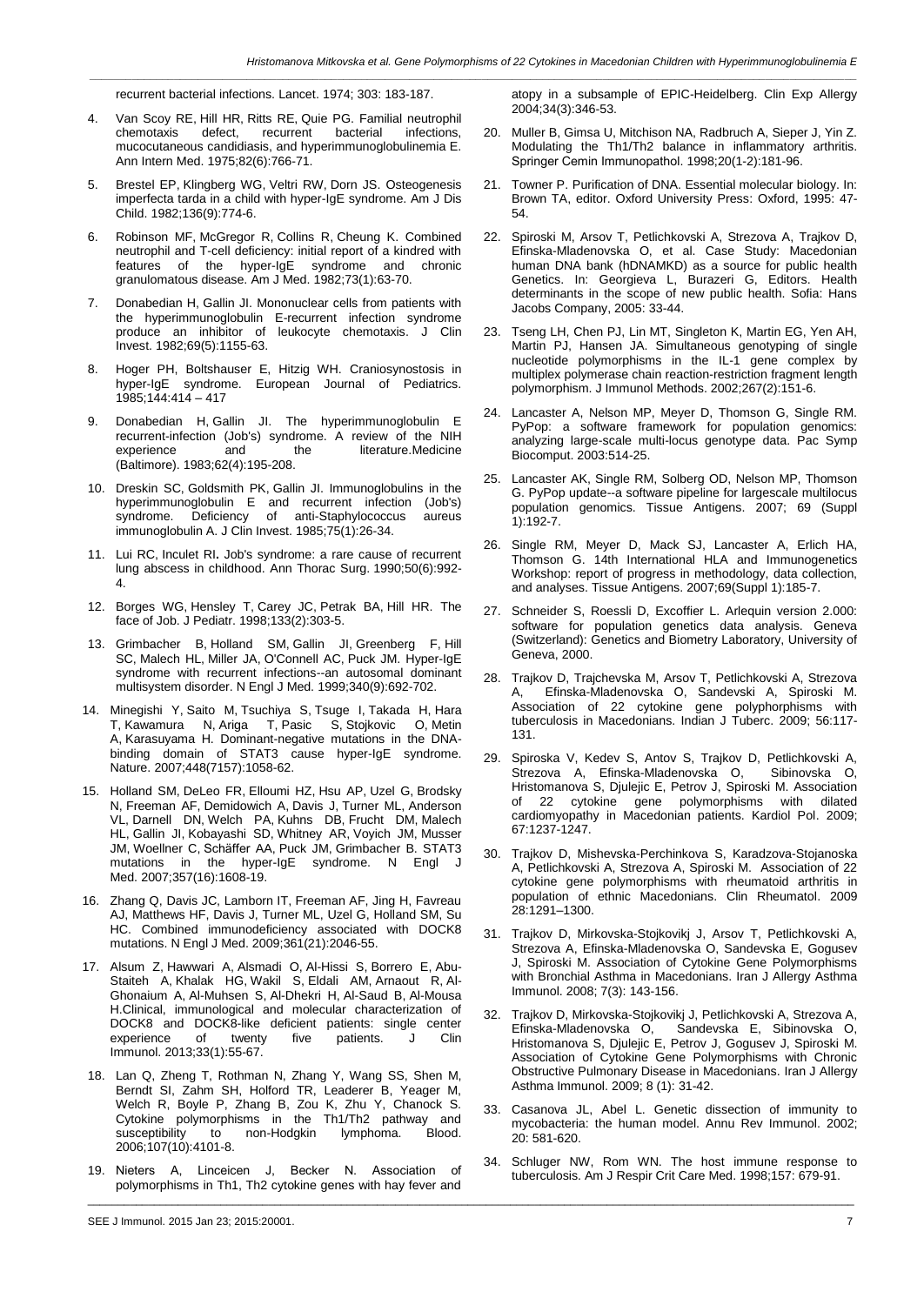recurrent bacterial infections. Lancet. 1974; 303: 183-187.

4. Van Scoy RE, Hill HR, Ritts RE, Quie PG. Familial neutrophil chemotaxis defect, recurrent bacterial infections, mucocutaneous candidiasis, and hyperimmunoglobulinemia E. Ann Intern Med. 1975;82(6):766-71.

5. Brestel EP, Klingberg WG, Veltri RW, Dorn JS. Osteogenesis imperfecta tarda in a child with hyper-IgE syndrome. Am J Dis Child. 1982;136(9):774-6.

6. Robinson MF, McGregor R, Collins R, Cheung K. Combined neutrophil and T-cell deficiency: initial report of a kindred with features of the hyper-IgE syndrome and chronic granulomatous disease. Am J Med. 1982;73(1):63-70.

7. Donabedian H, Gallin JI. Mononuclear cells from patients with the hyperimmunoglobulin E-recurrent infection syndrome produce an inhibitor of leukocyte chemotaxis. J Clin Invest. 1982;69(5):1155-63.

8. Hoger PH, Boltshauser E, Hitzig WH. Craniosynostosis in hyper-IgE syndrome. European Journal of Pediatrics. 1985;144:414 – 417

9. Donabedian H, Gallin JI. The hyperimmunoglobulin E recurrent-infection (Job's) syndrome. A review of the NIH experience and the literature.Medicine (Baltimore). 1983;62(4):195-208.

10. Dreskin SC, Goldsmith PK, Gallin JI. Immunoglobulins in the hyperimmunoglobulin E and recurrent infection (Job's) syndrome. Deficiency of anti-Staphylococcus aureus immunoglobulin A. J Clin Invest. 1985;75(1):26-34.

11. Lui RC, Inculet RI**.** Job's syndrome: a rare cause of recurrent lung abscess in childhood. Ann Thorac Surg. 1990;50(6):992-4.

12. Borges WG, Hensley T, Carey JC, Petrak BA, Hill HR. The face of Job. J Pediatr. 1998;133(2):303-5.

13. Grimbacher B, Holland SM, Gallin JI, Greenberg F, Hill SC, Malech HL, Miller JA, O'Connell AC, Puck JM. Hyper-IgE syndrome with recurrent infections--an autosomal dominant multisystem disorder. N Engl J Med. 1999;340(9):692-702.

14. Minegishi Y, Saito M, Tsuchiya S, Tsuge I, Takada H, Hara T, Kawamura N, Ariga T, Pasic S, Stojkovic O, Metin A, Karasuyama H. Dominant-negative mutations in the DNA-binding domain of STAT3 cause hyper-IgE syndrome. Nature. 2007;448(7157):1058-62.

15. Holland SM, DeLeo FR, Elloumi HZ, Hsu AP, Uzel G, Brodsky N, Freeman AF, Demidowich A, Davis J, Turner ML, Anderson VL, Darnell DN, Welch PA, Kuhns DB, Frucht DM, Malech HL, Gallin JI, Kobayashi SD, Whitney AR, Voyich JM, Musser JM, Woellner C, Schäffer AA, Puck JM, Grimbacher B. STAT3 mutations in the hyper-IgE syndrome. N Engl J Med. 2007;357(16):1608-19.

16. Zhang Q, Davis JC, Lamborn IT, Freeman AF, Jing H, Favreau AJ, Matthews HF, Davis J, Turner ML, Uzel G, Holland SM, Su HC. Combined immunodeficiency associated with DOCK8 mutations. N Engl J Med. 2009;361(21):2046-55.

17. Alsum Z, Hawwari A, Alsmadi O, Al-Hissi S, Borrero E, Abu-Staiteh A, Khalak HG, Wakil S, Eldali AM, Arnaout R, Al-Ghonaium A, Al-Muhsen S, Al-Dhekri H, Al-Saud B, Al-Mousa H.Clinical, immunological and molecular characterization of DOCK8 and DOCK8-like deficient patients: single center experience of twenty five patients. J Clin Immunol. 2013;33(1):55-67.

18. Lan Q, Zheng T, Rothman N, Zhang Y, Wang SS, Shen M, Berndt SI, Zahm SH, Holford TR, Leaderer B, Yeager M, Welch R, Boyle P, Zhang B, Zou K, Zhu Y, Chanock S. Cytokine polymorphisms in the Th1/Th2 pathway and susceptibility to non-Hodgkin lymphoma. Blood. 2006;107(10):4101-8.

19. Nieters A, Linceicen J, Becker N. Association of polymorphisms in Th1, Th2 cytokine genes with hay fever and atopy in a subsample of EPIC-Heidelberg. Clin Exp Allergy 2004;34(3):346-53.

20. Muller B, Gimsa U, Mitchison NA, Radbruch A, Sieper J, Yin Z. Modulating the Th1/Th2 balance in inflammatory arthritis. Springer Cemin Immunopathol. 1998;20(1-2):181-96.

21. Towner P. Purification of DNA. Essential molecular biology. In: Brown TA, editor. Oxford University Press: Oxford, 1995: 47-54.

22. Spiroski M, Arsov T, Petlichkovski A, Strezova A, Trajkov D, Efinska-Mladenovska O, et al. Case Study: Macedonian human DNA bank (hDNAMKD) as a source for public health Genetics. In: Georgieva L, Burazeri G, Editors. Health determinants in the scope of new public health. Sofia: Hans Jacobs Company, 2005: 33-44.

23. Tseng LH, Chen PJ, Lin MT, Singleton K, Martin EG, Yen AH, Martin PJ, Hansen JA. Simultaneous genotyping of single nucleotide polymorphisms in the IL-1 gene complex by multiplex polymerase chain reaction-restriction fragment length polymorphism. J Immunol Methods. 2002;267(2):151-6.

24. Lancaster A, Nelson MP, Meyer D, Thomson G, Single RM. PyPop: a software framework for population genomics: analyzing large-scale multi-locus genotype data. Pac Symp Biocomput. 2003:514-25.

25. Lancaster AK, Single RM, Solberg OD, Nelson MP, Thomson G. PyPop update--a software pipeline for largescale multilocus population genomics. Tissue Antigens. 2007; 69 (Suppl 1):192-7.

26. Single RM, Meyer D, Mack SJ, Lancaster A, Erlich HA, Thomson G. 14th International HLA and Immunogenetics Workshop: report of progress in methodology, data collection, and analyses. Tissue Antigens. 2007;69(Suppl 1):185-7.

27. Schneider S, Roessli D, Excoffier L. Arlequin version 2.000: software for population genetics data analysis. Geneva (Switzerland): Genetics and Biometry Laboratory, University of Geneva, 2000.

28. Trajkov D, Trajchevska M, Arsov T, Petlichkovski A, Strezova A, Efinska-Mladenovska O, Sandevski A, Spiroski M. Association of 22 cytokine gene polyphorphisms with tuberculosis in Macedonians. Indian J Tuberc. 2009; 56:117-131.

29. Spiroska V, Kedev S, Antov S, Trajkov D, Petlichkovski A, Strezova A, Efinska-Mladenovska O, Sibinovska O, Hristomanova S, Djulejic E, Petrov J, Spiroski M. Association of 22 cytokine gene polymorphisms with dilated cardiomyopathy in Macedonian patients. Kardiol Pol. 2009; 67:1237-1247.

30. Trajkov D, Mishevska-Perchinkova S, Karadzova-Stojanoska A, Petlichkovski A, Strezova A, Spiroski M. Association of 22 cytokine gene polymorphisms with rheumatoid arthritis in population of ethnic Macedonians. Clin Rheumatol. 2009 28:1291–1300.

31. Trajkov D, Mirkovska-Stojkovikj J, Arsov T, Petlichkovski A, Strezova A, Efinska-Mladenovska O, Sandevska E, Gogusev J, Spiroski M. Association of Cytokine Gene Polymorphisms with Bronchial Asthma in Macedonians. Iran J Allergy Asthma Immunol. 2008; 7(3): 143-156.

32. Trajkov D, Mirkovska-Stojkovikj J, Petlichkovski A, Strezova A, Efinska-Mladenovska O, Sandevska E, Sibinovska O, Hristomanova S, Djulejic E, Petrov J, Gogusev J, Spiroski M. Association of Cytokine Gene Polymorphisms with Chronic Obstructive Pulmonary Disease in Macedonians. Iran J Allergy Asthma Immunol. 2009; 8 (1): 31-42.

33. Casanova JL, Abel L. Genetic dissection of immunity to mycobacteria: the human model. Annu Rev Immunol. 2002; 20: 581-620.

34. Schluger NW, Rom WN. The host immune response to tuberculosis. Am J Respir Crit Care Med. 1998;157: 679-91.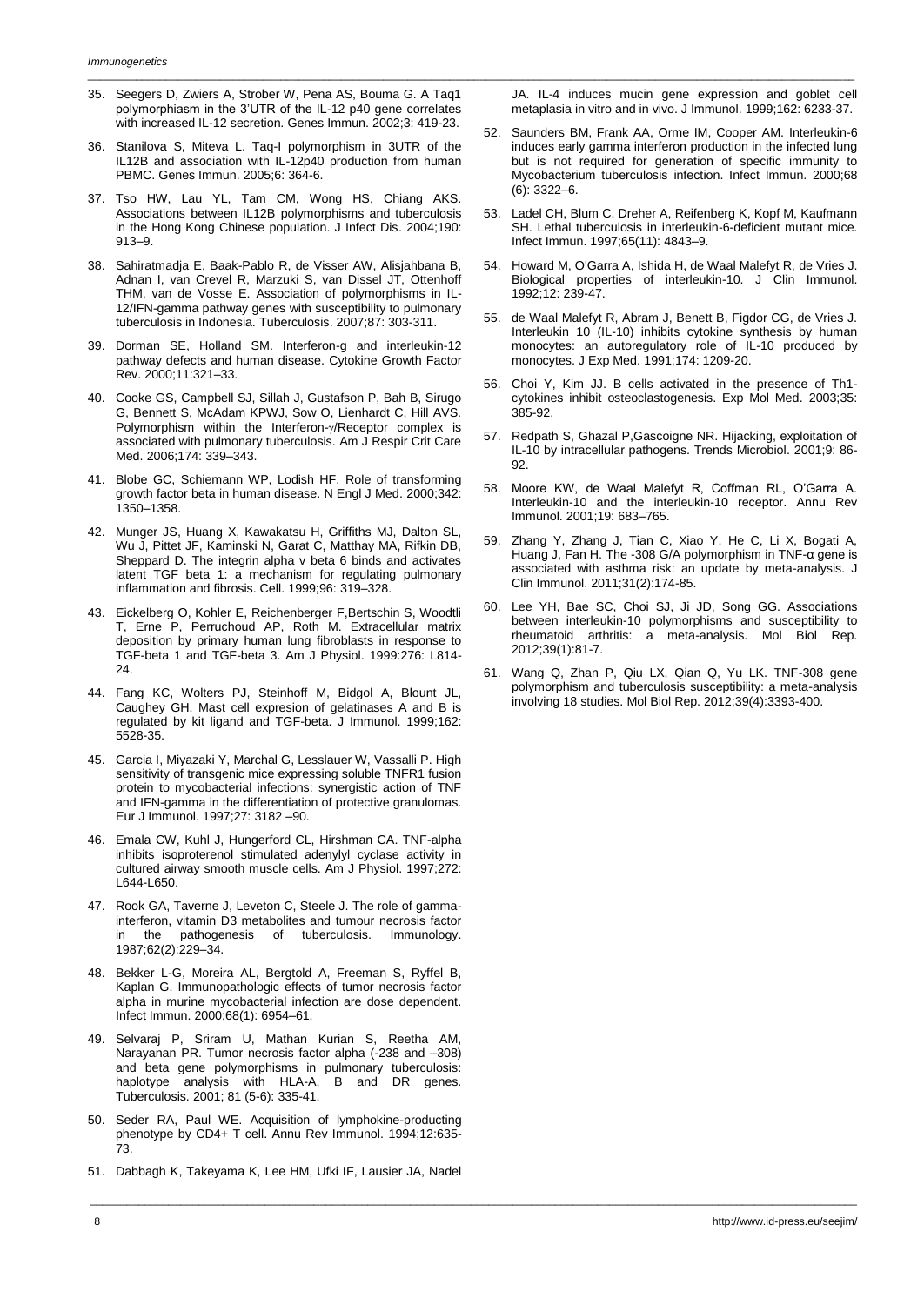35. Seegers D, Zwiers A, Strober W, Pena AS, Bouma G. A Taq1 polymorphiasm in the 3'UTR of the IL-12 p40 gene correlates with increased IL-12 secretion. Genes Immun. 2002;3: 419-23.

36. Stanilova S, Miteva L. Taq-I polymorphism in 3UTR of the IL12B and association with IL-12p40 production from human PBMC. Genes Immun. 2005;6: 364-6.

37. Tso HW, Lau YL, Tam CM, Wong HS, Chiang AKS. Associations between IL12B polymorphisms and tuberculosis in the Hong Kong Chinese population. J Infect Dis. 2004;190: 913–9.

38. Sahiratmadja E, Baak-Pablo R, de Visser AW, Alisjahbana B, Adnan I, van Crevel R, Marzuki S, van Dissel JT, Ottenhoff THM, van de Vosse E. Association of polymorphisms in IL-12/IFN-gamma pathway genes with susceptibility to pulmonary tuberculosis in Indonesia. Tuberculosis. 2007;87: 303-311.

39. Dorman SE, Holland SM. Interferon-g and interleukin-12 pathway defects and human disease. Cytokine Growth Factor Rev. 2000;11:321–33.

40. Cooke GS, Campbell SJ, Sillah J, Gustafson P, Bah B, Sirugo G, Bennett S, McAdam KPWJ, Sow O, Lienhardt C, Hill AVS. Polymorphism within the Interferon-γ/Receptor complex is associated with pulmonary tuberculosis. Am J Respir Crit Care Med. 2006;174: 339–343.

41. Blobe GC, Schiemann WP, Lodish HF. Role of transforming growth factor beta in human disease. N Engl J Med. 2000;342: 1350–1358.

42. Munger JS, Huang X, Kawakatsu H, Griffiths MJ, Dalton SL, Wu J, Pittet JF, Kaminski N, Garat C, Matthay MA, Rifkin DB, Sheppard D. The integrin alpha v beta 6 binds and activates latent TGF beta 1: a mechanism for regulating pulmonary inflammation and fibrosis. Cell. 1999;96: 319–328.

43. Eickelberg O, Kohler E, Reichenberger F,Bertschin S, Woodtli T, Erne P, Perruchoud AP, Roth M. Extracellular matrix deposition by primary human lung fibroblasts in response to TGF-beta 1 and TGF-beta 3. Am J Physiol. 1999:276: L814-24.

44. Fang KC, Wolters PJ, Steinhoff M, Bidgol A, Blount JL, Caughey GH. Mast cell expresion of gelatinases A and B is regulated by kit ligand and TGF-beta. J Immunol. 1999;162: 5528-35.

45. Garcia I, Miyazaki Y, Marchal G, Lesslauer W, Vassalli P. High sensitivity of transgenic mice expressing soluble TNFR1 fusion protein to mycobacterial infections: synergistic action of TNF and IFN-gamma in the differentiation of protective granulomas. Eur J Immunol. 1997;27: 3182 –90.

46. Emala CW, Kuhl J, Hungerford CL, Hirshman CA. TNF-alpha inhibits isoproterenol stimulated adenylyl cyclase activity in cultured airway smooth muscle cells. Am J Physiol. 1997;272: L644-L650.

47. Rook GA, Taverne J, Leveton C, Steele J. The role of gamma-interferon, vitamin D3 metabolites and tumour necrosis factor in the pathogenesis of tuberculosis. Immunology. 1987;62(2):229–34.

48. Bekker L-G, Moreira AL, Bergtold A, Freeman S, Ryffel B, Kaplan G. Immunopathologic effects of tumor necrosis factor alpha in murine mycobacterial infection are dose dependent. Infect Immun. 2000;68(1): 6954–61.

49. Selvaraj P, Sriram U, Mathan Kurian S, Reetha AM, Narayanan PR. Tumor necrosis factor alpha (-238 and –308) and beta gene polymorphisms in pulmonary tuberculosis: haplotype analysis with HLA-A, B and DR genes. Tuberculosis. 2001; 81 (5-6): 335-41.

50. Seder RA, Paul WE. Acquisition of lymphokine-producting phenotype by CD4+ T cell. Annu Rev Immunol. 1994;12:635-73.

51. Dabbagh K, Takeyama K, Lee HM, Ufki IF, Lausier JA, Nadel JA. IL-4 induces mucin gene expression and goblet cell metaplasia in vitro and in vivo. J Immunol. 1999;162: 6233-37.

52. Saunders BM, Frank AA, Orme IM, Cooper AM. Interleukin-6 induces early gamma interferon production in the infected lung but is not required for generation of specific immunity to Mycobacterium tuberculosis infection. Infect Immun. 2000;68 (6): 3322–6.

53. Ladel CH, Blum C, Dreher A, Reifenberg K, Kopf M, Kaufmann SH. Lethal tuberculosis in interleukin-6-deficient mutant mice. Infect Immun. 1997;65(11): 4843–9.

54. Howard M, O'Garra A, Ishida H, de Waal Malefyt R, de Vries J. Biological properties of interleukin-10. J Clin Immunol. 1992;12: 239-47.

55. de Waal Malefyt R, Abram J, Benett B, Figdor CG, de Vries J. Interleukin 10 (IL-10) inhibits cytokine synthesis by human monocytes: an autoregulatory role of IL-10 produced by monocytes. J Exp Med. 1991;174: 1209-20.

56. Choi Y, Kim JJ. B cells activated in the presence of Th1-cytokines inhibit osteoclastogenesis. Exp Mol Med. 2003;35: 385-92.

57. Redpath S, Ghazal P,Gascoigne NR. Hijacking, exploitation of IL-10 by intracellular pathogens. Trends Microbiol. 2001;9: 86-92.

58. Moore KW, de Waal Malefyt R, Coffman RL, O'Garra A. Interleukin-10 and the interleukin-10 receptor. Annu Rev Immunol. 2001;19: 683–765.

59. Zhang Y, Zhang J, Tian C, Xiao Y, He C, Li X, Bogati A, Huang J, Fan H. The -308 G/A polymorphism in TNF-α gene is associated with asthma risk: an update by meta-analysis. J Clin Immunol. 2011;31(2):174-85.

60. Lee YH, Bae SC, Choi SJ, Ji JD, Song GG. Associations between interleukin-10 polymorphisms and susceptibility to rheumatoid arthritis: a meta-analysis. Mol Biol Rep. 2012;39(1):81-7.

61. Wang Q, Zhan P, Qiu LX, Qian Q, Yu LK. TNF-308 gene polymorphism and tuberculosis susceptibility: a meta-analysis involving 18 studies. Mol Biol Rep. 2012;39(4):3393-400.